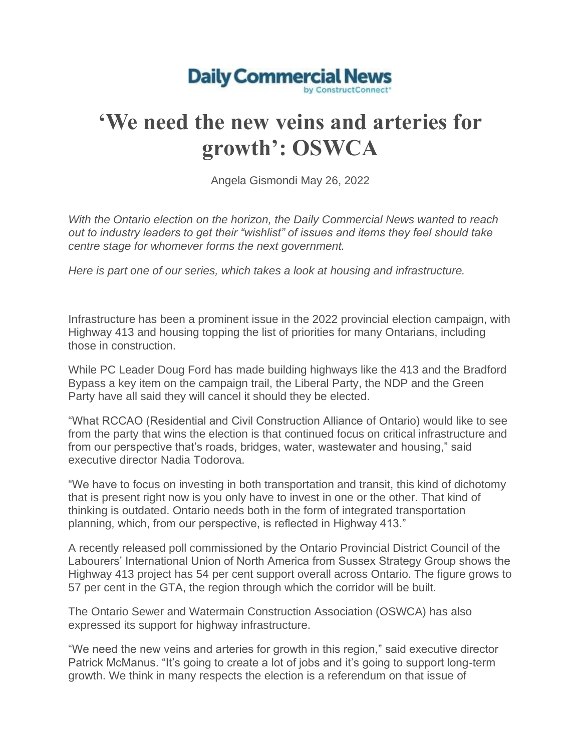Daily Commercial News
by ConstructConnect

# 'We need the new veins and arteries for growth': OSWCA

Angela Gismondi May 26, 2022

*With the Ontario election on the horizon, the Daily Commercial News wanted to reach out to industry leaders to get their "wishlist" of issues and items they feel should take centre stage for whomever forms the next government.*

*Here is part one of our series, which takes a look at housing and infrastructure.*

Infrastructure has been a prominent issue in the 2022 provincial election campaign, with Highway 413 and housing topping the list of priorities for many Ontarians, including those in construction.

While PC Leader Doug Ford has made building highways like the 413 and the Bradford Bypass a key item on the campaign trail, the Liberal Party, the NDP and the Green Party have all said they will cancel it should they be elected.

"What RCCAO (Residential and Civil Construction Alliance of Ontario) would like to see from the party that wins the election is that continued focus on critical infrastructure and from our perspective that's roads, bridges, water, wastewater and housing," said executive director Nadia Todorova.

"We have to focus on investing in both transportation and transit, this kind of dichotomy that is present right now is you only have to invest in one or the other. That kind of thinking is outdated. Ontario needs both in the form of integrated transportation planning, which, from our perspective, is reflected in Highway 413."

A recently released poll commissioned by the Ontario Provincial District Council of the Labourers' International Union of North America from Sussex Strategy Group shows the Highway 413 project has 54 per cent support overall across Ontario. The figure grows to 57 per cent in the GTA, the region through which the corridor will be built.

The Ontario Sewer and Watermain Construction Association (OSWCA) has also expressed its support for highway infrastructure.

"We need the new veins and arteries for growth in this region," said executive director Patrick McManus. "It's going to create a lot of jobs and it's going to support long-term growth. We think in many respects the election is a referendum on that issue of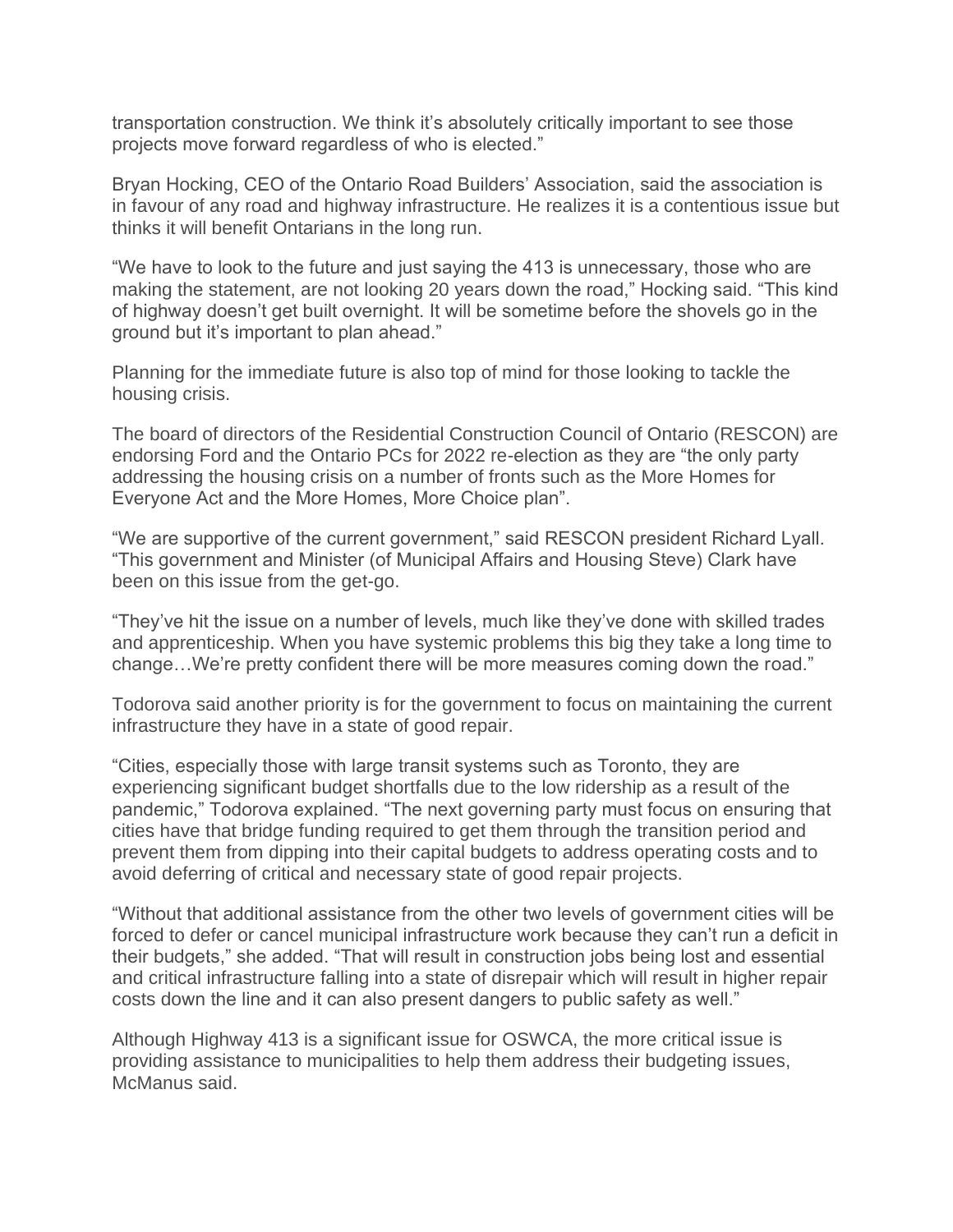transportation construction. We think it's absolutely critically important to see those projects move forward regardless of who is elected."

Bryan Hocking, CEO of the Ontario Road Builders' Association, said the association is in favour of any road and highway infrastructure. He realizes it is a contentious issue but thinks it will benefit Ontarians in the long run.

"We have to look to the future and just saying the 413 is unnecessary, those who are making the statement, are not looking 20 years down the road," Hocking said. "This kind of highway doesn't get built overnight. It will be sometime before the shovels go in the ground but it's important to plan ahead."

Planning for the immediate future is also top of mind for those looking to tackle the housing crisis.

The board of directors of the Residential Construction Council of Ontario (RESCON) are endorsing Ford and the Ontario PCs for 2022 re-election as they are "the only party addressing the housing crisis on a number of fronts such as the More Homes for Everyone Act and the More Homes, More Choice plan".

"We are supportive of the current government," said RESCON president Richard Lyall. "This government and Minister (of Municipal Affairs and Housing Steve) Clark have been on this issue from the get-go.

"They've hit the issue on a number of levels, much like they've done with skilled trades and apprenticeship. When you have systemic problems this big they take a long time to change…We're pretty confident there will be more measures coming down the road."

Todorova said another priority is for the government to focus on maintaining the current infrastructure they have in a state of good repair.

"Cities, especially those with large transit systems such as Toronto, they are experiencing significant budget shortfalls due to the low ridership as a result of the pandemic," Todorova explained. "The next governing party must focus on ensuring that cities have that bridge funding required to get them through the transition period and prevent them from dipping into their capital budgets to address operating costs and to avoid deferring of critical and necessary state of good repair projects.

"Without that additional assistance from the other two levels of government cities will be forced to defer or cancel municipal infrastructure work because they can't run a deficit in their budgets," she added. "That will result in construction jobs being lost and essential and critical infrastructure falling into a state of disrepair which will result in higher repair costs down the line and it can also present dangers to public safety as well."

Although Highway 413 is a significant issue for OSWCA, the more critical issue is providing assistance to municipalities to help them address their budgeting issues, McManus said.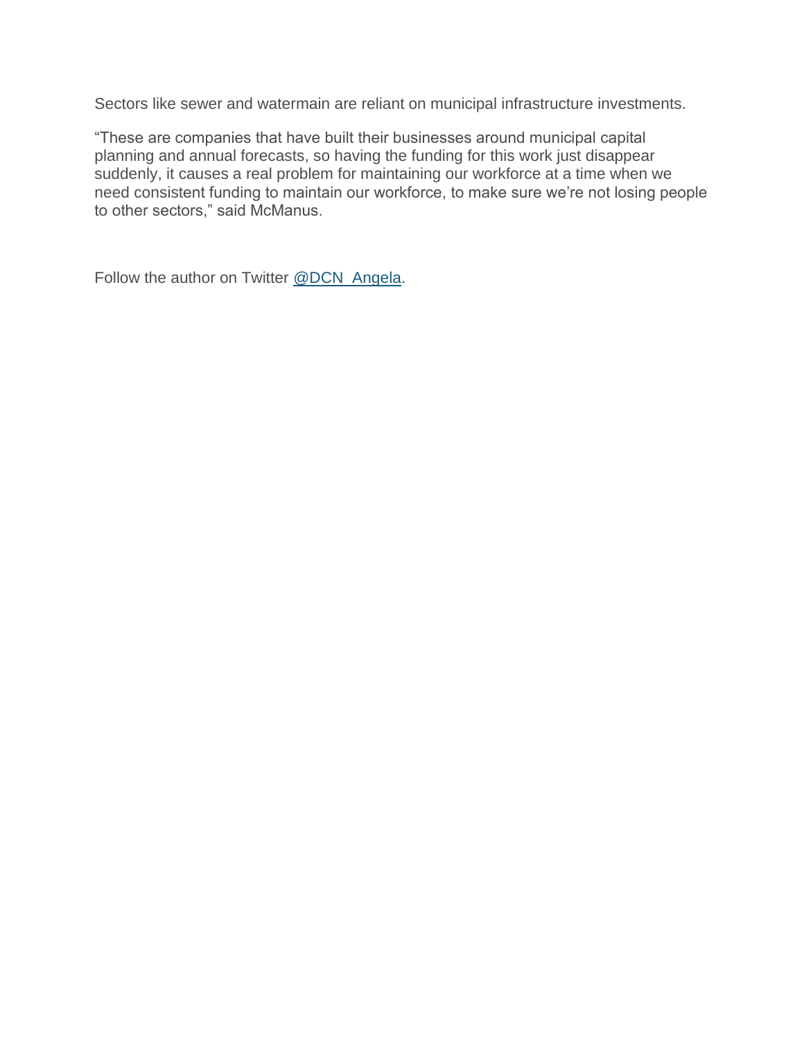Sectors like sewer and watermain are reliant on municipal infrastructure investments.

"These are companies that have built their businesses around municipal capital planning and annual forecasts, so having the funding for this work just disappear suddenly, it causes a real problem for maintaining our workforce at a time when we need consistent funding to maintain our workforce, to make sure we're not losing people to other sectors," said McManus.

Follow the author on Twitter @DCN_Angela.